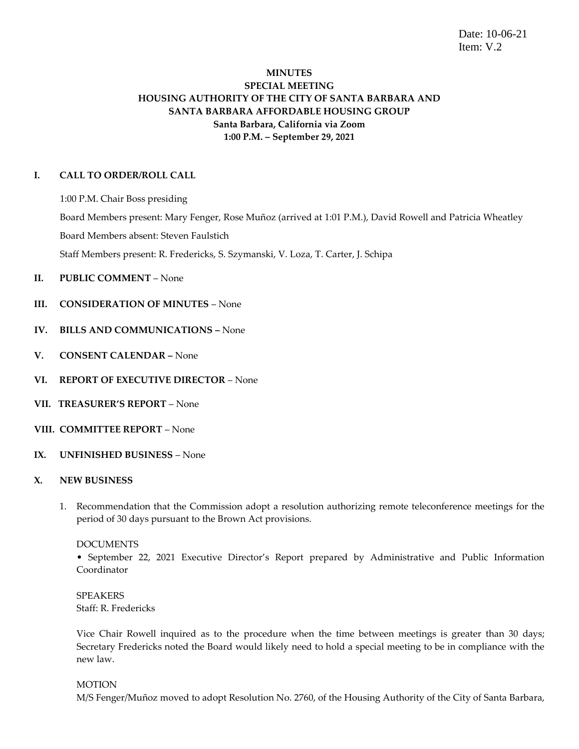Date: 10-06-21
Item: V.2

**MINUTES**
**SPECIAL MEETING**
**HOUSING AUTHORITY OF THE CITY OF SANTA BARBARA AND**
**SANTA BARBARA AFFORDABLE HOUSING GROUP**
**Santa Barbara, California via Zoom**
**1:00 P.M. – September 29, 2021**

**I. CALL TO ORDER/ROLL CALL**

1:00 P.M. Chair Boss presiding

Board Members present: Mary Fenger, Rose Muñoz (arrived at 1:01 P.M.), David Rowell and Patricia Wheatley

Board Members absent: Steven Faulstich

Staff Members present: R. Fredericks, S. Szymanski, V. Loza, T. Carter, J. Schipa

**II. PUBLIC COMMENT** – None

**III. CONSIDERATION OF MINUTES** – None

**IV. BILLS AND COMMUNICATIONS –** None

**V. CONSENT CALENDAR –** None

**VI. REPORT OF EXECUTIVE DIRECTOR** – None

**VII. TREASURER'S REPORT** – None

**VIII. COMMITTEE REPORT** – None

**IX. UNFINISHED BUSINESS** – None

**X. NEW BUSINESS**

1. Recommendation that the Commission adopt a resolution authorizing remote teleconference meetings for the period of 30 days pursuant to the Brown Act provisions.

   DOCUMENTS
   • September 22, 2021 Executive Director's Report prepared by Administrative and Public Information Coordinator

   SPEAKERS
   Staff: R. Fredericks

   Vice Chair Rowell inquired as to the procedure when the time between meetings is greater than 30 days; Secretary Fredericks noted the Board would likely need to hold a special meeting to be in compliance with the new law.

   MOTION
   M/S Fenger/Muñoz moved to adopt Resolution No. 2760, of the Housing Authority of the City of Santa Barbara,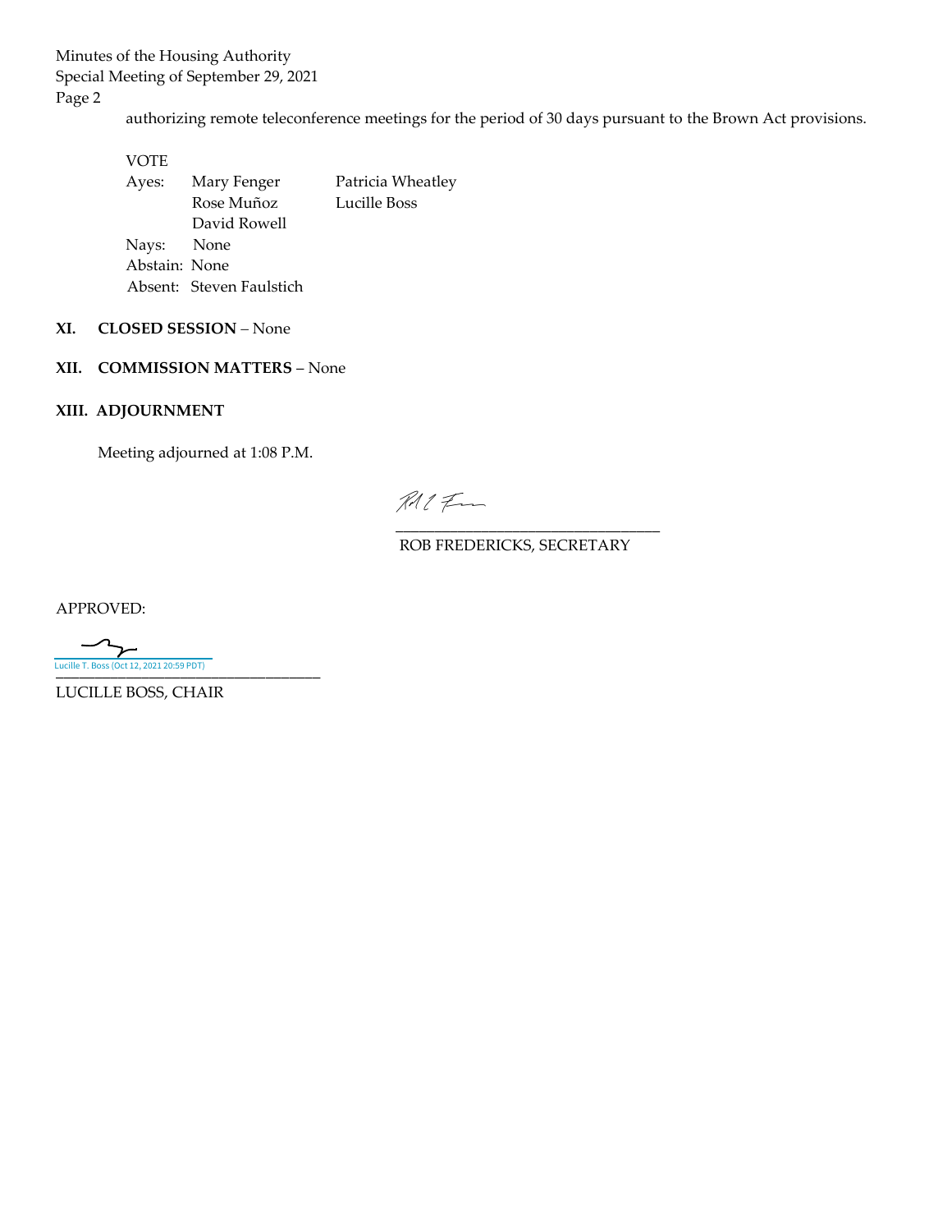authorizing remote teleconference meetings for the period of 30 days pursuant to the Brown Act provisions.

VOTE

| | | |
|---|---|---|
| Ayes: | Mary Fenger | Patricia Wheatley |
| | Rose Muñoz | Lucille Boss |
| | David Rowell | |
| Nays: | None | |
| Abstain: | None | |
| Absent: | Steven Faulstich | |

**XI. CLOSED SESSION** – None

**XII. COMMISSION MATTERS** – None

**XIII. ADJOURNMENT**

Meeting adjourned at 1:08 P.M.

\_\_\_\_\_\_\_\_\_\_\_\_\_\_\_\_\_\_\_\_\_\_\_\_\_\_\_\_\_\_\_\_\_\_
ROB FREDERICKS, SECRETARY

APPROVED:

Lucille T. Boss (Oct 12, 2021 20:59 PDT)
\_\_\_\_\_\_\_\_\_\_\_\_\_\_\_\_\_\_\_\_\_\_\_\_\_\_\_\_\_\_\_\_\_\_
LUCILLE BOSS, CHAIR